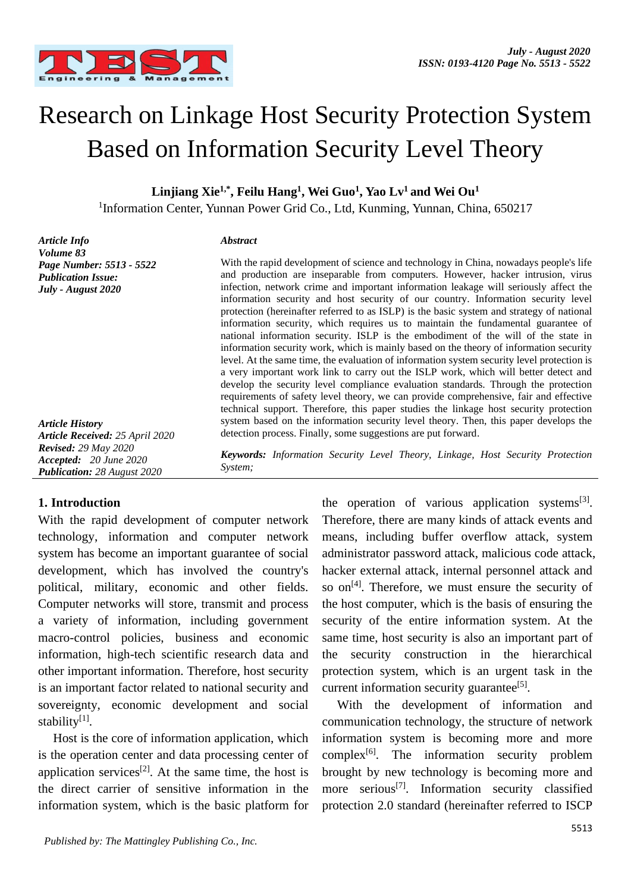# Research on Linkage Host Security Protection System Based on Information Security Level Theory

**Linjiang Xie[1,*], Feilu Hang[1], Wei Guo[1], Yao Lv[1] and Wei Ou[1]**

[1]Information Center, Yunnan Power Grid Co., Ltd, Kunming, Yunnan, China, 650217

***Article Info***
***Volume 83***
***Page Number: 5513 - 5522***
***Publication Issue:***
***July - August 2020***

***Article History***
***Article Received:*** *25 April 2020*
***Revised:*** *29 May 2020*
***Accepted:*** *20 June 2020*
***Publication:*** *28 August 2020*

***Abstract***

With the rapid development of science and technology in China, nowadays people's life and production are inseparable from computers. However, hacker intrusion, virus infection, network crime and important information leakage will seriously affect the information security and host security of our country. Information security level protection (hereinafter referred to as ISLP) is the basic system and strategy of national information security, which requires us to maintain the fundamental guarantee of national information security. ISLP is the embodiment of the will of the state in information security work, which is mainly based on the theory of information security level. At the same time, the evaluation of information system security level protection is a very important work link to carry out the ISLP work, which will better detect and develop the security level compliance evaluation standards. Through the protection requirements of safety level theory, we can provide comprehensive, fair and effective technical support. Therefore, this paper studies the linkage host security protection system based on the information security level theory. Then, this paper develops the detection process. Finally, some suggestions are put forward.

***Keywords:*** *Information Security Level Theory, Linkage, Host Security Protection System;*

## 1. Introduction

With the rapid development of computer network technology, information and computer network system has become an important guarantee of social development, which has involved the country's political, military, economic and other fields. Computer networks will store, transmit and process a variety of information, including government macro-control policies, business and economic information, high-tech scientific research data and other important information. Therefore, host security is an important factor related to national security and sovereignty, economic development and social stability[1].

Host is the core of information application, which is the operation center and data processing center of application services[2]. At the same time, the host is the direct carrier of sensitive information in the information system, which is the basic platform for the operation of various application systems[3]. Therefore, there are many kinds of attack events and means, including buffer overflow attack, system administrator password attack, malicious code attack, hacker external attack, internal personnel attack and so on[4]. Therefore, we must ensure the security of the host computer, which is the basis of ensuring the security of the entire information system. At the same time, host security is also an important part of the security construction in the hierarchical protection system, which is an urgent task in the current information security guarantee[5].

With the development of information and communication technology, the structure of network information system is becoming more and more complex[6]. The information security problem brought by new technology is becoming more and more serious[7]. Information security classified protection 2.0 standard (hereinafter referred to ISCP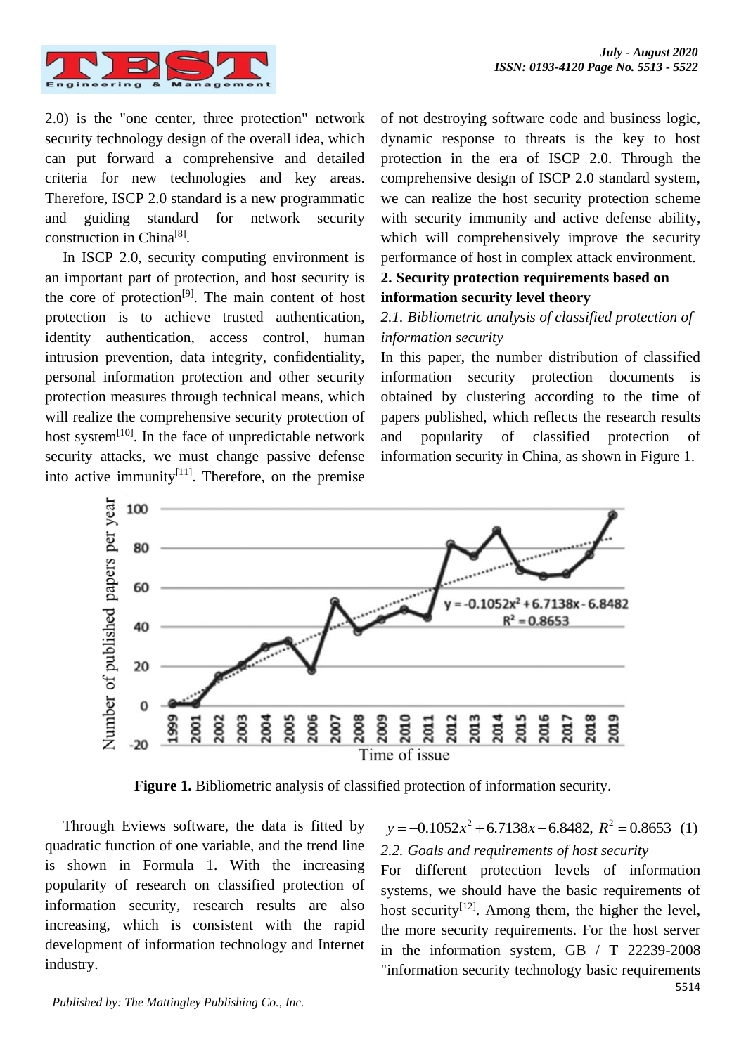2.0) is the "one center, three protection" network security technology design of the overall idea, which can put forward a comprehensive and detailed criteria for new technologies and key areas. Therefore, ISCP 2.0 standard is a new programmatic and guiding standard for network security construction in China[8].

In ISCP 2.0, security computing environment is an important part of protection, and host security is the core of protection[9]. The main content of host protection is to achieve trusted authentication, identity authentication, access control, human intrusion prevention, data integrity, confidentiality, personal information protection and other security protection measures through technical means, which will realize the comprehensive security protection of host system[10]. In the face of unpredictable network security attacks, we must change passive defense into active immunity[11]. Therefore, on the premise of not destroying software code and business logic, dynamic response to threats is the key to host protection in the era of ISCP 2.0. Through the comprehensive design of ISCP 2.0 standard system, we can realize the host security protection scheme with security immunity and active defense ability, which will comprehensively improve the security performance of host in complex attack environment.

## 2. Security protection requirements based on information security level theory

### *2.1. Bibliometric analysis of classified protection of information security*

In this paper, the number distribution of classified information security protection documents is obtained by clustering according to the time of papers published, which reflects the research results and popularity of classified protection of information security in China, as shown in Figure 1.

**Figure 1.** Bibliometric analysis of classified protection of information security.

Through Eviews software, the data is fitted by quadratic function of one variable, and the trend line is shown in Formula 1. With the increasing popularity of research on classified protection of information security, research results are also increasing, which is consistent with the rapid development of information technology and Internet industry.

$$y = -0.1052x^2 + 6.7138x - 6.8482,\ R^2 = 0.8653 \quad (1)$$

### *2.2. Goals and requirements of host security*

For different protection levels of information systems, we should have the basic requirements of host security[12]. Among them, the higher the level, the more security requirements. For the host server in the information system, GB / T 22239-2008 "information security technology basic requirements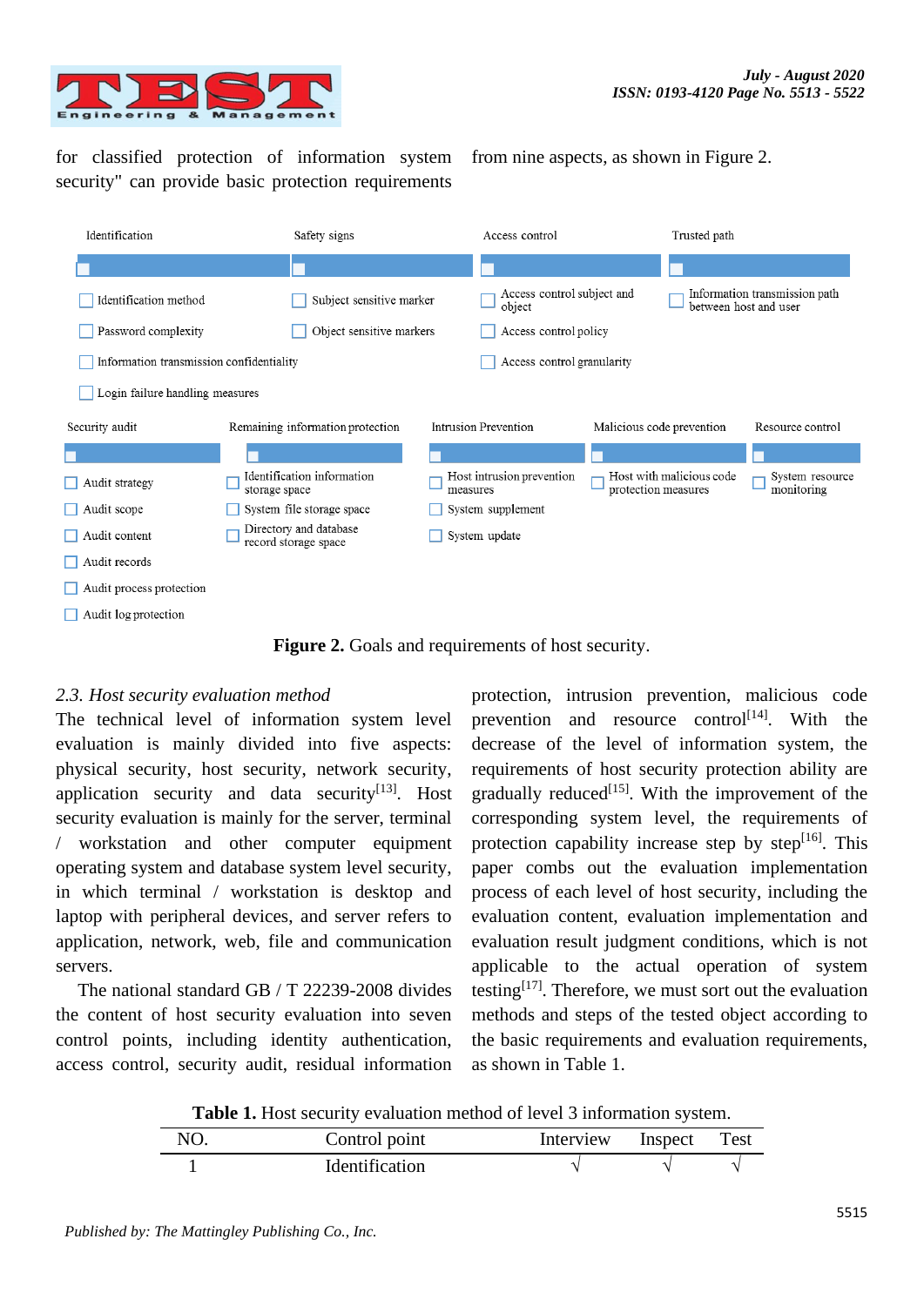for classified protection of information system security" can provide basic protection requirements from nine aspects, as shown in Figure 2.

Identification

- Identification method
- Password complexity
- Information transmission confidentiality
- Login failure handling measures

Safety signs

- Subject sensitive marker
- Object sensitive markers

Access control

- Access control subject and object
- Access control policy
- Access control granularity

Trusted path

- Information transmission path between host and user

Security audit

- Audit strategy
- Audit scope
- Audit content
- Audit records
- Audit process protection
- Audit log protection

Remaining information protection

- Identification information storage space
- System file storage space
- Directory and database record storage space

Intrusion Prevention

- Host intrusion prevention measures
- System supplement
- System update

Malicious code prevention

- Host with malicious code protection measures

Resource control

- System resource monitoring

**Figure 2.** Goals and requirements of host security.

### *2.3. Host security evaluation method*

The technical level of information system level evaluation is mainly divided into five aspects: physical security, host security, network security, application security and data security[13]. Host security evaluation is mainly for the server, terminal / workstation and other computer equipment operating system and database system level security, in which terminal / workstation is desktop and laptop with peripheral devices, and server refers to application, network, web, file and communication servers.

The national standard GB / T 22239-2008 divides the content of host security evaluation into seven control points, including identity authentication, access control, security audit, residual information protection, intrusion prevention, malicious code prevention and resource control[14]. With the decrease of the level of information system, the requirements of host security protection ability are gradually reduced[15]. With the improvement of the corresponding system level, the requirements of protection capability increase step by step[16]. This paper combs out the evaluation implementation process of each level of host security, including the evaluation content, evaluation implementation and evaluation result judgment conditions, which is not applicable to the actual operation of system testing[17]. Therefore, we must sort out the evaluation methods and steps of the tested object according to the basic requirements and evaluation requirements, as shown in Table 1.

**Table 1.** Host security evaluation method of level 3 information system.

| NO. | Control point | Interview | Inspect | Test |
|---|---|---|---|---|
| 1 | Identification | √ | √ | √ |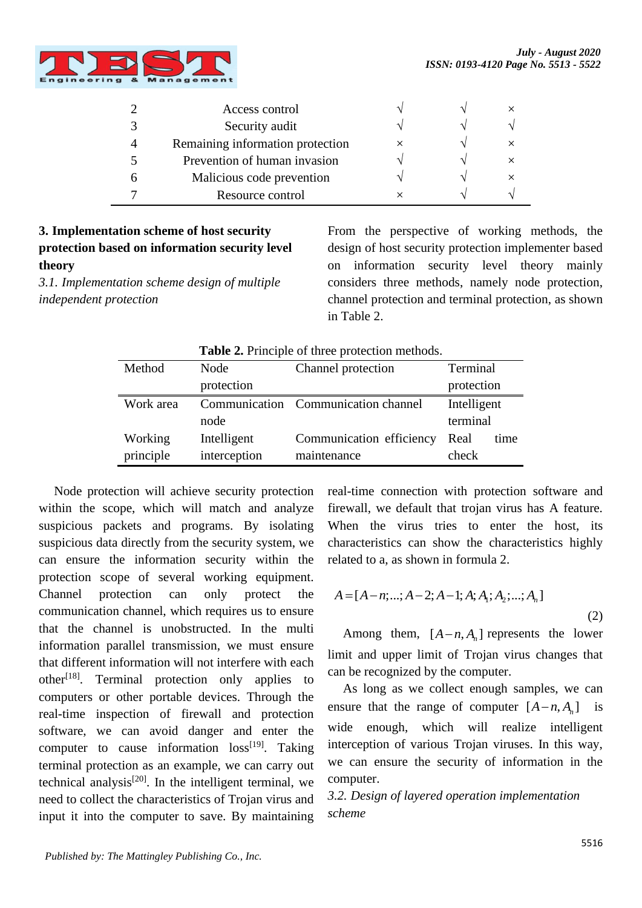| 2 | Access control | √ | √ | × |
|---|---|---|---|---|
| 3 | Security audit | √ | √ | √ |
| 4 | Remaining information protection | × | √ | × |
| 5 | Prevention of human invasion | √ | √ | × |
| 6 | Malicious code prevention | √ | √ | × |
| 7 | Resource control | × | √ | √ |

## 3. Implementation scheme of host security protection based on information security level theory

### *3.1. Implementation scheme design of multiple independent protection*

From the perspective of working methods, the design of host security protection implementer based on information security level theory mainly considers three methods, namely node protection, channel protection and terminal protection, as shown in Table 2.

**Table 2.** Principle of three protection methods.

| Method | Node protection | Channel protection | Terminal protection |
|---|---|---|---|
| Work area | Communication node | Communication channel | Intelligent terminal |
| Working principle | Intelligent interception | Communication efficiency maintenance | Real time check |

Node protection will achieve security protection within the scope, which will match and analyze suspicious packets and programs. By isolating suspicious data directly from the security system, we can ensure the information security within the protection scope of several working equipment. Channel protection can only protect the communication channel, which requires us to ensure that the channel is unobstructed. In the multi information parallel transmission, we must ensure that different information will not interfere with each other[18]. Terminal protection only applies to computers or other portable devices. Through the real-time inspection of firewall and protection software, we can avoid danger and enter the computer to cause information loss[19]. Taking terminal protection as an example, we can carry out technical analysis[20]. In the intelligent terminal, we need to collect the characteristics of Trojan virus and input it into the computer to save. By maintaining real-time connection with protection software and firewall, we default that trojan virus has A feature. When the virus tries to enter the host, its characteristics can show the characteristics highly related to a, as shown in formula 2.

$$A = [A-n; ...; A-2; A-1; A; A_1; A_2; ...; A_n] \tag{2}$$

Among them, $[A-n, A_n]$ represents the lower limit and upper limit of Trojan virus changes that can be recognized by the computer.

As long as we collect enough samples, we can ensure that the range of computer $[A-n, A_n]$ is wide enough, which will realize intelligent interception of various Trojan viruses. In this way, we can ensure the security of information in the computer.

### *3.2. Design of layered operation implementation scheme*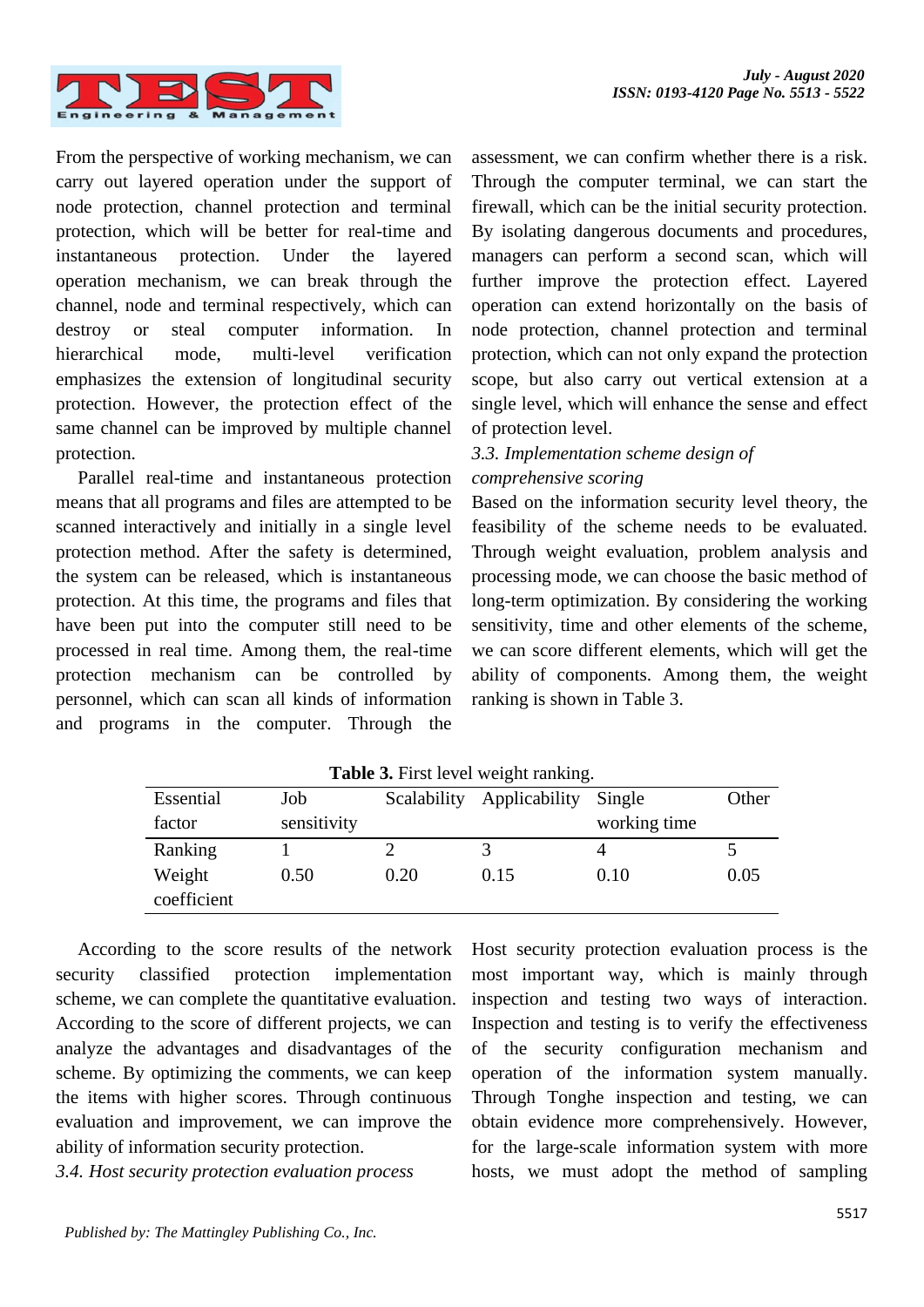From the perspective of working mechanism, we can carry out layered operation under the support of node protection, channel protection and terminal protection, which will be better for real-time and instantaneous protection. Under the layered operation mechanism, we can break through the channel, node and terminal respectively, which can destroy or steal computer information. In hierarchical mode, multi-level verification emphasizes the extension of longitudinal security protection. However, the protection effect of the same channel can be improved by multiple channel protection.

Parallel real-time and instantaneous protection means that all programs and files are attempted to be scanned interactively and initially in a single level protection method. After the safety is determined, the system can be released, which is instantaneous protection. At this time, the programs and files that have been put into the computer still need to be processed in real time. Among them, the real-time protection mechanism can be controlled by personnel, which can scan all kinds of information and programs in the computer. Through the assessment, we can confirm whether there is a risk. Through the computer terminal, we can start the firewall, which can be the initial security protection. By isolating dangerous documents and procedures, managers can perform a second scan, which will further improve the protection effect. Layered operation can extend horizontally on the basis of node protection, channel protection and terminal protection, which can not only expand the protection scope, but also carry out vertical extension at a single level, which will enhance the sense and effect of protection level.

### *3.3. Implementation scheme design of comprehensive scoring*

Based on the information security level theory, the feasibility of the scheme needs to be evaluated. Through weight evaluation, problem analysis and processing mode, we can choose the basic method of long-term optimization. By considering the working sensitivity, time and other elements of the scheme, we can score different elements, which will get the ability of components. Among them, the weight ranking is shown in Table 3.

**Table 3.** First level weight ranking.

| Essential factor | Job sensitivity | Scalability | Applicability | Single working time | Other |
|---|---|---|---|---|---|
| Ranking | 1 | 2 | 3 | 4 | 5 |
| Weight coefficient | 0.50 | 0.20 | 0.15 | 0.10 | 0.05 |

According to the score results of the network security classified protection implementation scheme, we can complete the quantitative evaluation. According to the score of different projects, we can analyze the advantages and disadvantages of the scheme. By optimizing the comments, we can keep the items with higher scores. Through continuous evaluation and improvement, we can improve the ability of information security protection.

### *3.4. Host security protection evaluation process*

Host security protection evaluation process is the most important way, which is mainly through inspection and testing two ways of interaction. Inspection and testing is to verify the effectiveness of the security configuration mechanism and operation of the information system manually. Through Tonghe inspection and testing, we can obtain evidence more comprehensively. However, for the large-scale information system with more hosts, we must adopt the method of sampling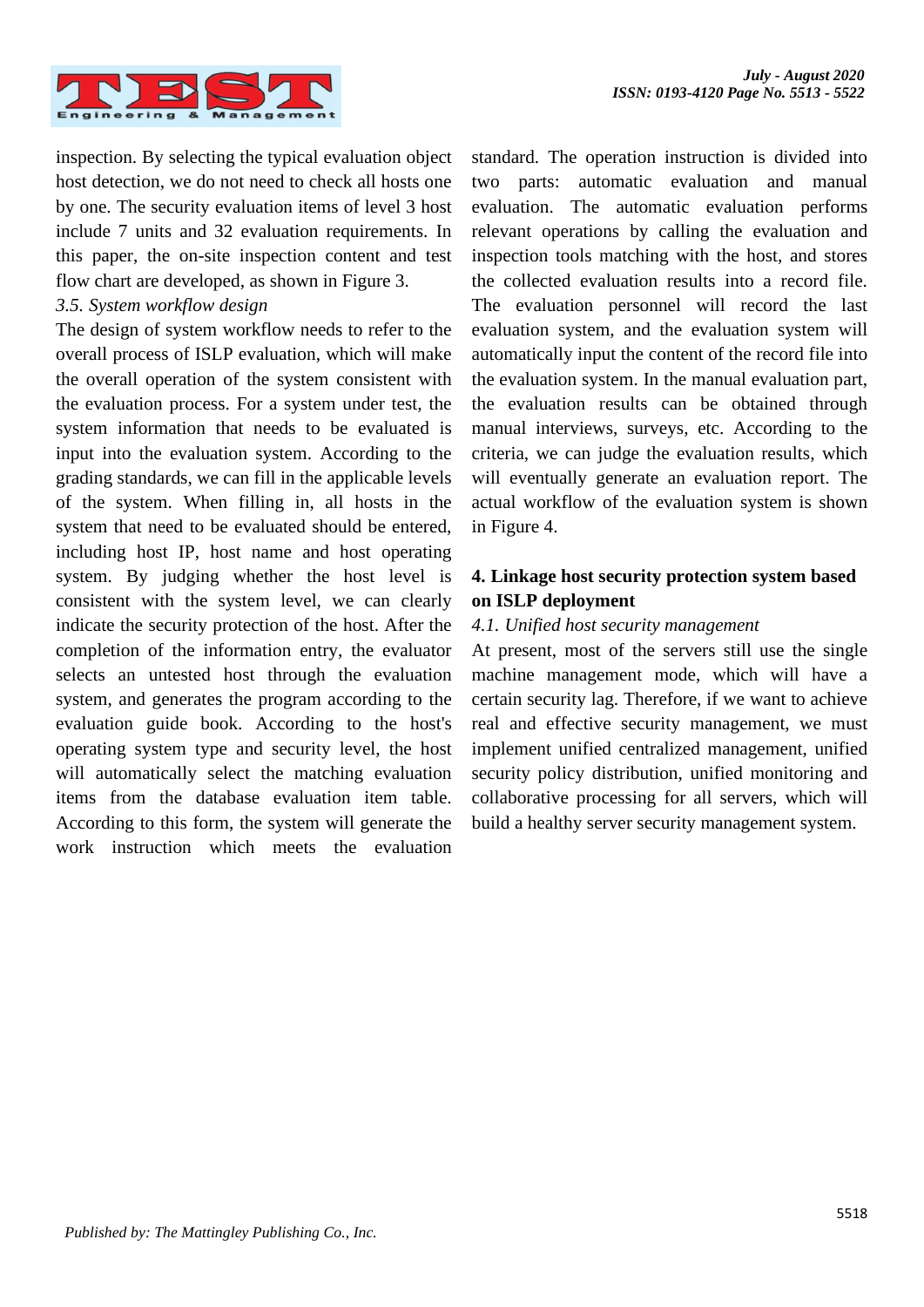inspection. By selecting the typical evaluation object host detection, we do not need to check all hosts one by one. The security evaluation items of level 3 host include 7 units and 32 evaluation requirements. In this paper, the on-site inspection content and test flow chart are developed, as shown in Figure 3.

*3.5. System workflow design*

The design of system workflow needs to refer to the overall process of ISLP evaluation, which will make the overall operation of the system consistent with the evaluation process. For a system under test, the system information that needs to be evaluated is input into the evaluation system. According to the grading standards, we can fill in the applicable levels of the system. When filling in, all hosts in the system that need to be evaluated should be entered, including host IP, host name and host operating system. By judging whether the host level is consistent with the system level, we can clearly indicate the security protection of the host. After the completion of the information entry, the evaluator selects an untested host through the evaluation system, and generates the program according to the evaluation guide book. According to the host's operating system type and security level, the host will automatically select the matching evaluation items from the database evaluation item table. According to this form, the system will generate the work instruction which meets the evaluation standard. The operation instruction is divided into two parts: automatic evaluation and manual evaluation. The automatic evaluation performs relevant operations by calling the evaluation and inspection tools matching with the host, and stores the collected evaluation results into a record file. The evaluation personnel will record the last evaluation system, and the evaluation system will automatically input the content of the record file into the evaluation system. In the manual evaluation part, the evaluation results can be obtained through manual interviews, surveys, etc. According to the criteria, we can judge the evaluation results, which will eventually generate an evaluation report. The actual workflow of the evaluation system is shown in Figure 4.

## 4. Linkage host security protection system based on ISLP deployment

*4.1. Unified host security management*

At present, most of the servers still use the single machine management mode, which will have a certain security lag. Therefore, if we want to achieve real and effective security management, we must implement unified centralized management, unified security policy distribution, unified monitoring and collaborative processing for all servers, which will build a healthy server security management system.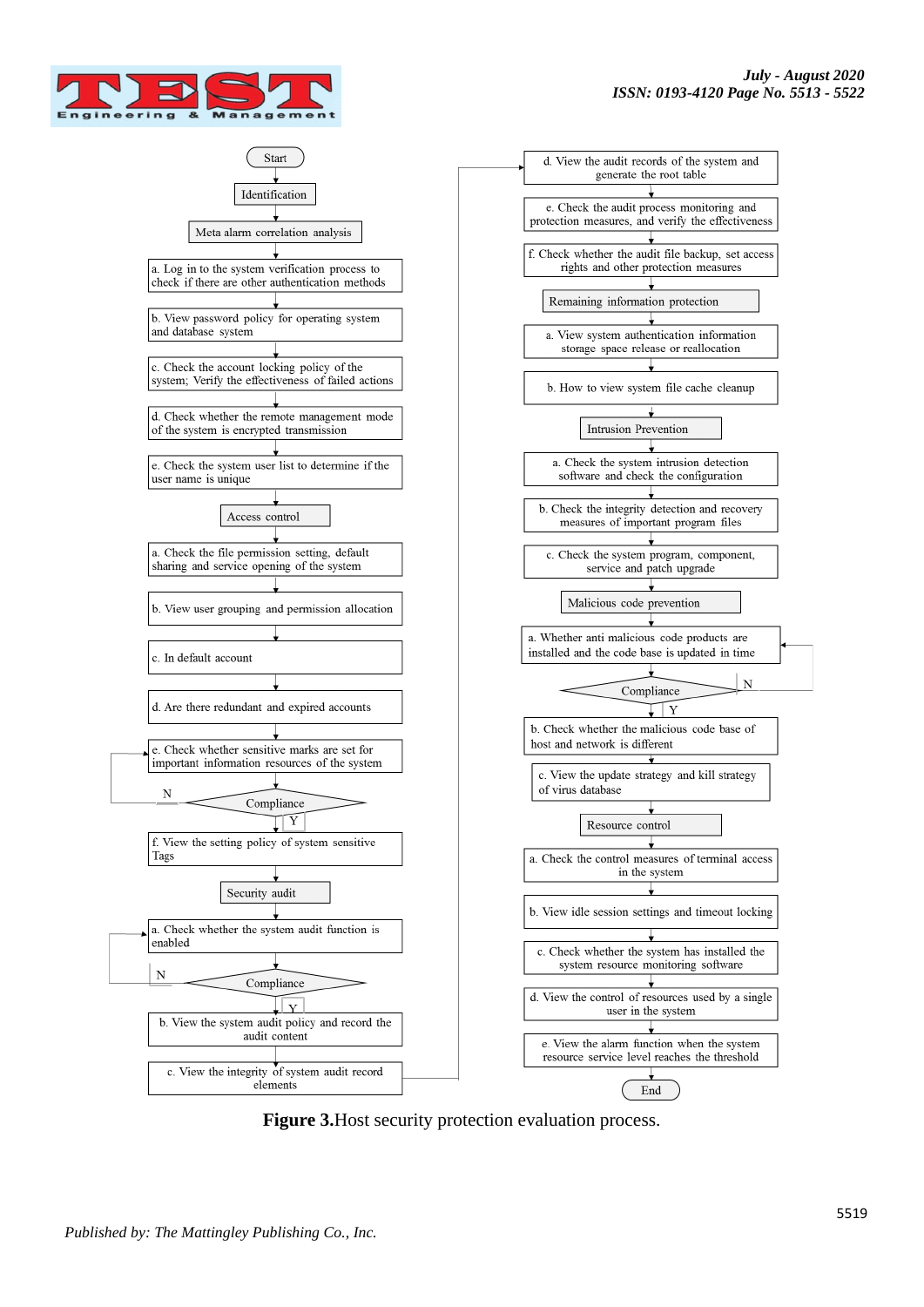Start

Identification

Meta alarm correlation analysis

a. Log in to the system verification process to check if there are other authentication methods

b. View password policy for operating system and database system

c. Check the account locking policy of the system; Verify the effectiveness of failed actions

d. Check whether the remote management mode of the system is encrypted transmission

e. Check the system user list to determine if the user name is unique

Access control

a. Check the file permission setting, default sharing and service opening of the system

b. View user grouping and permission allocation

c. In default account

d. Are there redundant and expired accounts

e. Check whether sensitive marks are set for important information resources of the system

Compliance (N / Y)

f. View the setting policy of system sensitive Tags

Security audit

a. Check whether the system audit function is enabled

Compliance (N / Y)

b. View the system audit policy and record the audit content

c. View the integrity of system audit record elements

d. View the audit records of the system and generate the root table

e. Check the audit process monitoring and protection measures, and verify the effectiveness

f. Check whether the audit file backup, set access rights and other protection measures

Remaining information protection

a. View system authentication information storage space release or reallocation

b. How to view system file cache cleanup

Intrusion Prevention

a. Check the system intrusion detection software and check the configuration

b. Check the integrity detection and recovery measures of important program files

c. Check the system program, component, service and patch upgrade

Malicious code prevention

a. Whether anti malicious code products are installed and the code base is updated in time

Compliance (N / Y)

b. Check whether the malicious code base of host and network is different

c. View the update strategy and kill strategy of virus database

Resource control

a. Check the control measures of terminal access in the system

b. View idle session settings and timeout locking

c. Check whether the system has installed the system resource monitoring software

d. View the control of resources used by a single user in the system

e. View the alarm function when the system resource service level reaches the threshold

End

**Figure 3.** Host security protection evaluation process.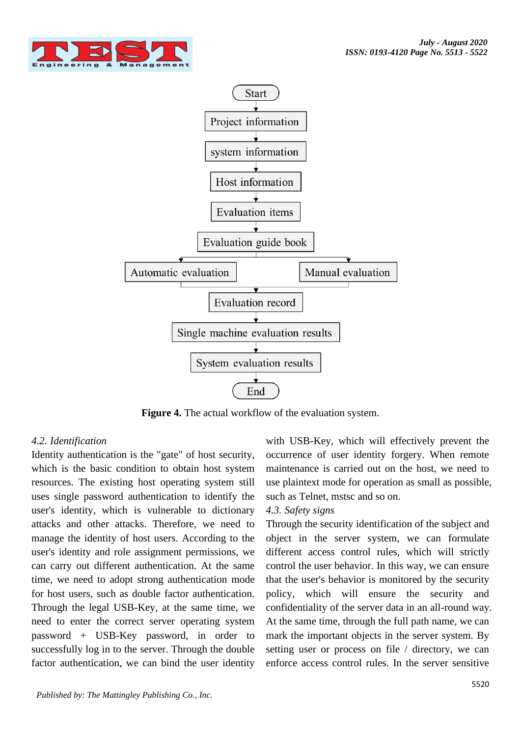**Figure 4.** The actual workflow of the evaluation system.

*4.2. Identification*

Identity authentication is the "gate" of host security, which is the basic condition to obtain host system resources. The existing host operating system still uses single password authentication to identify the user's identity, which is vulnerable to dictionary attacks and other attacks. Therefore, we need to manage the identity of host users. According to the user's identity and role assignment permissions, we can carry out different authentication. At the same time, we need to adopt strong authentication mode for host users, such as double factor authentication. Through the legal USB-Key, at the same time, we need to enter the correct server operating system password + USB-Key password, in order to successfully log in to the server. Through the double factor authentication, we can bind the user identity with USB-Key, which will effectively prevent the occurrence of user identity forgery. When remote maintenance is carried out on the host, we need to use plaintext mode for operation as small as possible, such as Telnet, mstsc and so on.

*4.3. Safety signs*

Through the security identification of the subject and object in the server system, we can formulate different access control rules, which will strictly control the user behavior. In this way, we can ensure that the user's behavior is monitored by the security policy, which will ensure the security and confidentiality of the server data in an all-round way. At the same time, through the full path name, we can mark the important objects in the server system. By setting user or process on file / directory, we can enforce access control rules. In the server sensitive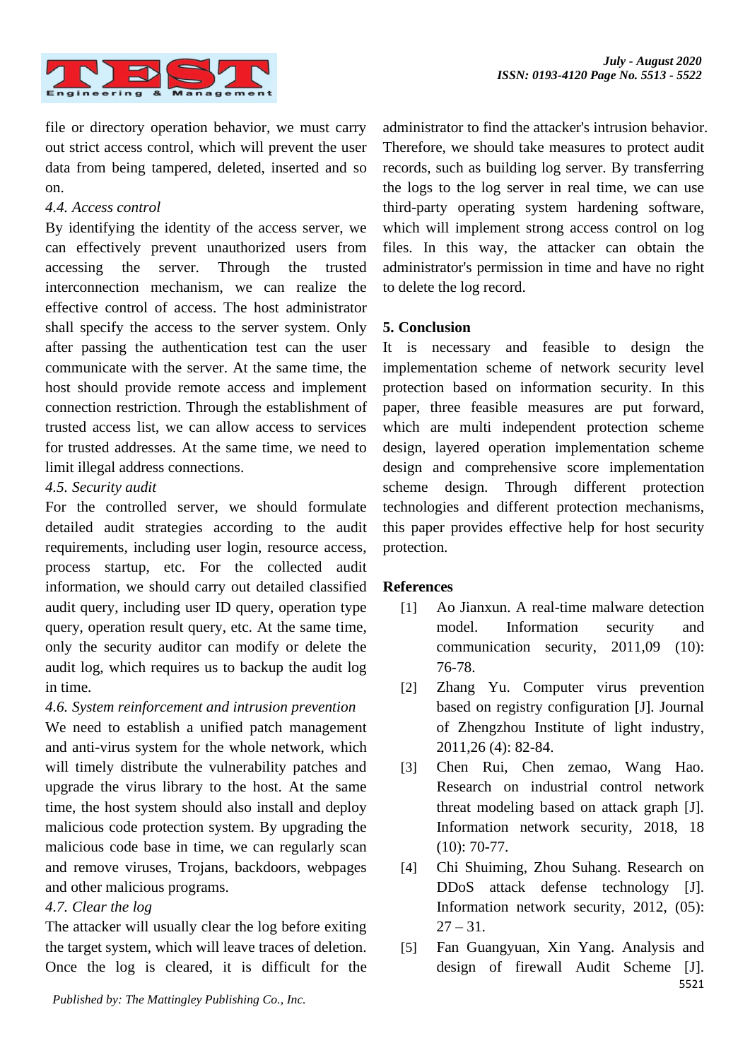file or directory operation behavior, we must carry out strict access control, which will prevent the user data from being tampered, deleted, inserted and so on.

*4.4. Access control*

By identifying the identity of the access server, we can effectively prevent unauthorized users from accessing the server. Through the trusted interconnection mechanism, we can realize the effective control of access. The host administrator shall specify the access to the server system. Only after passing the authentication test can the user communicate with the server. At the same time, the host should provide remote access and implement connection restriction. Through the establishment of trusted access list, we can allow access to services for trusted addresses. At the same time, we need to limit illegal address connections.

*4.5. Security audit*

For the controlled server, we should formulate detailed audit strategies according to the audit requirements, including user login, resource access, process startup, etc. For the collected audit information, we should carry out detailed classified audit query, including user ID query, operation type query, operation result query, etc. At the same time, only the security auditor can modify or delete the audit log, which requires us to backup the audit log in time.

*4.6. System reinforcement and intrusion prevention*

We need to establish a unified patch management and anti-virus system for the whole network, which will timely distribute the vulnerability patches and upgrade the virus library to the host. At the same time, the host system should also install and deploy malicious code protection system. By upgrading the malicious code base in time, we can regularly scan and remove viruses, Trojans, backdoors, webpages and other malicious programs.

*4.7. Clear the log*

The attacker will usually clear the log before exiting the target system, which will leave traces of deletion. Once the log is cleared, it is difficult for the administrator to find the attacker's intrusion behavior. Therefore, we should take measures to protect audit records, such as building log server. By transferring the logs to the log server in real time, we can use third-party operating system hardening software, which will implement strong access control on log files. In this way, the attacker can obtain the administrator's permission in time and have no right to delete the log record.

**5. Conclusion**

It is necessary and feasible to design the implementation scheme of network security level protection based on information security. In this paper, three feasible measures are put forward, which are multi independent protection scheme design, layered operation implementation scheme design and comprehensive score implementation scheme design. Through different protection technologies and different protection mechanisms, this paper provides effective help for host security protection.

**References**

[1] Ao Jianxun. A real-time malware detection model. Information security and communication security, 2011,09 (10): 76-78.

[2] Zhang Yu. Computer virus prevention based on registry configuration [J]. Journal of Zhengzhou Institute of light industry, 2011,26 (4): 82-84.

[3] Chen Rui, Chen zemao, Wang Hao. Research on industrial control network threat modeling based on attack graph [J]. Information network security, 2018, 18 (10): 70-77.

[4] Chi Shuiming, Zhou Suhang. Research on DDoS attack defense technology [J]. Information network security, 2012, (05): 27 – 31.

[5] Fan Guangyuan, Xin Yang. Analysis and design of firewall Audit Scheme [J].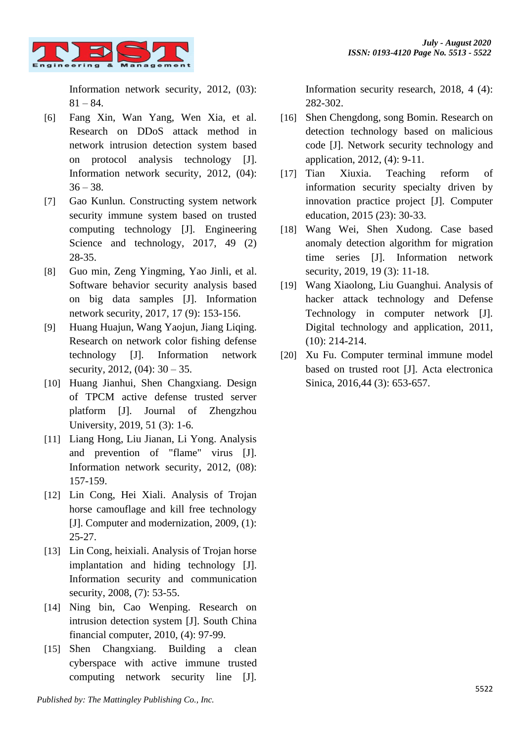Information network security, 2012, (03): 81 – 84.

[6] Fang Xin, Wan Yang, Wen Xia, et al. Research on DDoS attack method in network intrusion detection system based on protocol analysis technology [J]. Information network security, 2012, (04): 36 – 38.

[7] Gao Kunlun. Constructing system network security immune system based on trusted computing technology [J]. Engineering Science and technology, 2017, 49 (2) 28-35.

[8] Guo min, Zeng Yingming, Yao Jinli, et al. Software behavior security analysis based on big data samples [J]. Information network security, 2017, 17 (9): 153-156.

[9] Huang Huajun, Wang Yaojun, Jiang Liqing. Research on network color fishing defense technology [J]. Information network security, 2012, (04): 30 – 35.

[10] Huang Jianhui, Shen Changxiang. Design of TPCM active defense trusted server platform [J]. Journal of Zhengzhou University, 2019, 51 (3): 1-6.

[11] Liang Hong, Liu Jianan, Li Yong. Analysis and prevention of "flame" virus [J]. Information network security, 2012, (08): 157-159.

[12] Lin Cong, Hei Xiali. Analysis of Trojan horse camouflage and kill free technology [J]. Computer and modernization, 2009, (1): 25-27.

[13] Lin Cong, heixiali. Analysis of Trojan horse implantation and hiding technology [J]. Information security and communication security, 2008, (7): 53-55.

[14] Ning bin, Cao Wenping. Research on intrusion detection system [J]. South China financial computer, 2010, (4): 97-99.

[15] Shen Changxiang. Building a clean cyberspace with active immune trusted computing network security line [J]. Information security research, 2018, 4 (4): 282-302.

[16] Shen Chengdong, song Bomin. Research on detection technology based on malicious code [J]. Network security technology and application, 2012, (4): 9-11.

[17] Tian Xiuxia. Teaching reform of information security specialty driven by innovation practice project [J]. Computer education, 2015 (23): 30-33.

[18] Wang Wei, Shen Xudong. Case based anomaly detection algorithm for migration time series [J]. Information network security, 2019, 19 (3): 11-18.

[19] Wang Xiaolong, Liu Guanghui. Analysis of hacker attack technology and Defense Technology in computer network [J]. Digital technology and application, 2011, (10): 214-214.

[20] Xu Fu. Computer terminal immune model based on trusted root [J]. Acta electronica Sinica, 2016,44 (3): 653-657.